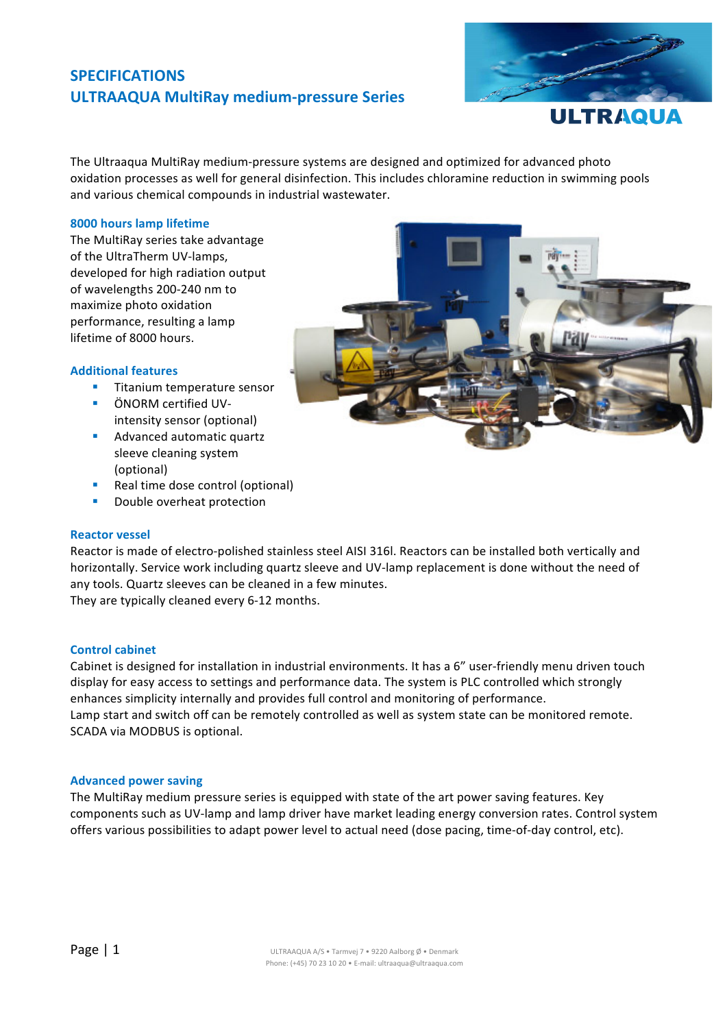# SPECIFICATIONS

# ULTRAAQUA MultiRay medium-pressure Series

The Ultraaqua MultiRay medium-pressure systems are designed and optimized for advanced photo oxidation processes as well for general disinfection. This includes chloramine reduction in swimming pools and various chemical compounds in industrial wastewater.

## 8000 hours lamp lifetime

The MultiRay series take advantage of the UltraTherm UV-lamps, developed for high radiation output of wavelengths 200-240 nm to maximize photo oxidation performance, resulting a lamp lifetime of 8000 hours.

## Additional features

- Titanium temperature sensor
- ÖNORM certified UV-intensity sensor (optional)
- Advanced automatic quartz sleeve cleaning system (optional)
- Real time dose control (optional)
- Double overheat protection

## Reactor vessel

Reactor is made of electro-polished stainless steel AISI 316l. Reactors can be installed both vertically and horizontally. Service work including quartz sleeve and UV-lamp replacement is done without the need of any tools. Quartz sleeves can be cleaned in a few minutes.
They are typically cleaned every 6-12 months.

## Control cabinet

Cabinet is designed for installation in industrial environments. It has a 6" user-friendly menu driven touch display for easy access to settings and performance data. The system is PLC controlled which strongly enhances simplicity internally and provides full control and monitoring of performance.
Lamp start and switch off can be remotely controlled as well as system state can be monitored remote. SCADA via MODBUS is optional.

## Advanced power saving

The MultiRay medium pressure series is equipped with state of the art power saving features. Key components such as UV-lamp and lamp driver have market leading energy conversion rates. Control system offers various possibilities to adapt power level to actual need (dose pacing, time-of-day control, etc).

ULTRAAQUA A/S • Tarmvej 7 • 9220 Aalborg Ø • Denmark
Phone: (+45) 70 23 10 20 • E-mail: ultraaqua@ultraaqua.com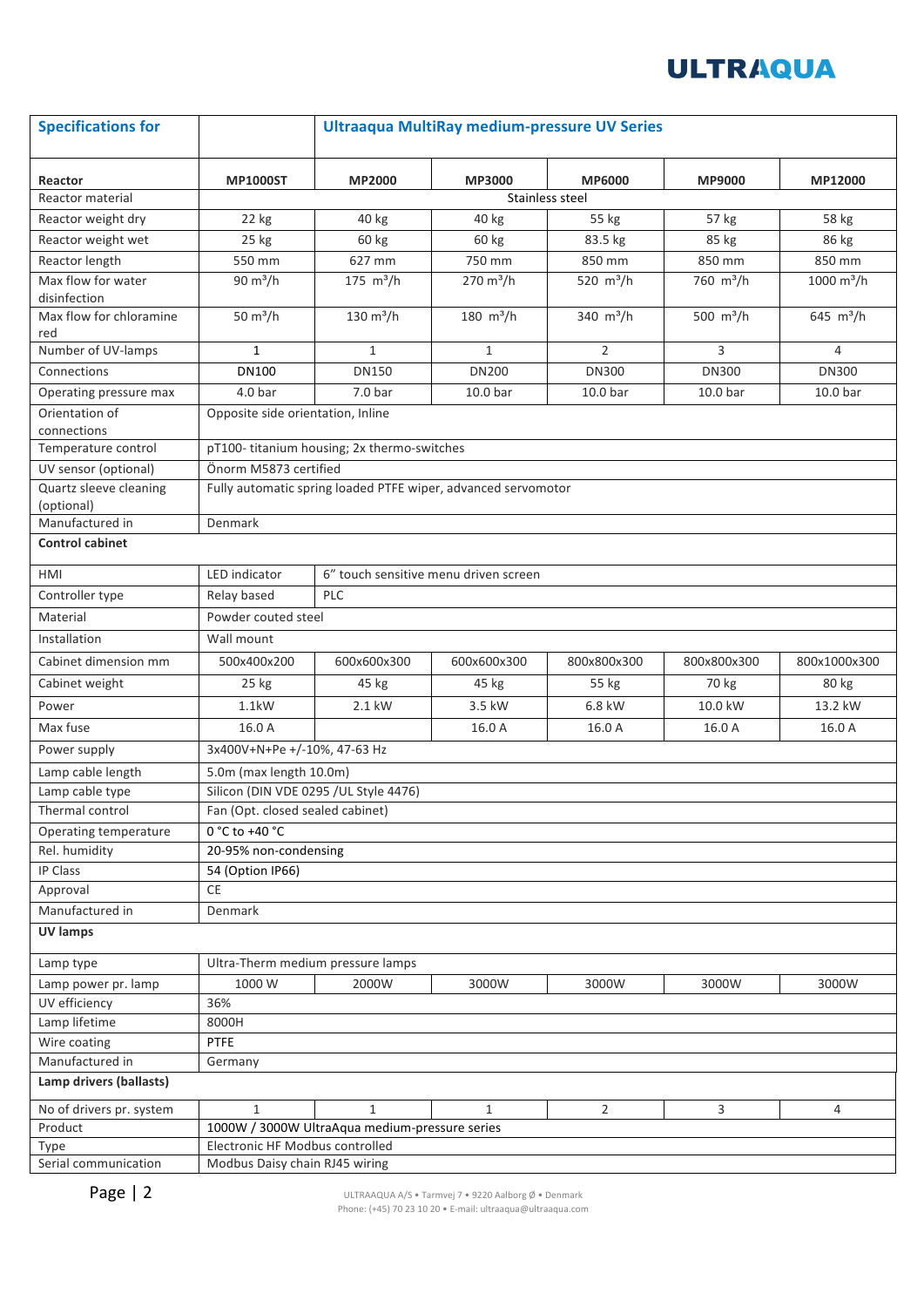| Specifications for | | Ultraaqua MultiRay medium-pressure UV Series | | | | |
|---|---|---|---|---|---|---|
| **Reactor** | **MP1000ST** | **MP2000** | **MP3000** | **MP6000** | **MP9000** | **MP12000** |
| Reactor material | Stainless steel | | | | | |
| Reactor weight dry | 22 kg | 40 kg | 40 kg | 55 kg | 57 kg | 58 kg |
| Reactor weight wet | 25 kg | 60 kg | 60 kg | 83.5 kg | 85 kg | 86 kg |
| Reactor length | 550 mm | 627 mm | 750 mm | 850 mm | 850 mm | 850 mm |
| Max flow for water disinfection | 90 $m^3/h$ | 175 $m^3/h$ | 270 $m^3/h$ | 520 $m^3/h$ | 760 $m^3/h$ | 1000 $m^3/h$ |
| Max flow for chloramine red | 50 $m^3/h$ | 130 $m^3/h$ | 180 $m^3/h$ | 340 $m^3/h$ | 500 $m^3/h$ | 645 $m^3/h$ |
| Number of UV-lamps | 1 | 1 | 1 | 2 | 3 | 4 |
| Connections | DN100 | DN150 | DN200 | DN300 | DN300 | DN300 |
| Operating pressure max | 4.0 bar | 7.0 bar | 10.0 bar | 10.0 bar | 10.0 bar | 10.0 bar |
| Orientation of connections | Opposite side orientation, Inline | | | | | |
| Temperature control | pT100- titanium housing; 2x thermo-switches | | | | | |
| UV sensor (optional) | Önorm M5873 certified | | | | | |
| Quartz sleeve cleaning (optional) | Fully automatic spring loaded PTFE wiper, advanced servomotor | | | | | |
| Manufactured in | Denmark | | | | | |
| **Control cabinet** | | | | | | |
| HMI | LED indicator | 6" touch sensitive menu driven screen | | | | |
| Controller type | Relay based | PLC | | | | |
| Material | Powder couted steel | | | | | |
| Installation | Wall mount | | | | | |
| Cabinet dimension mm | 500x400x200 | 600x600x300 | 600x600x300 | 800x800x300 | 800x800x300 | 800x1000x300 |
| Cabinet weight | 25 kg | 45 kg | 45 kg | 55 kg | 70 kg | 80 kg |
| Power | 1.1kW | 2.1 kW | 3.5 kW | 6.8 kW | 10.0 kW | 13.2 kW |
| Max fuse | 16.0 A | | 16.0 A | 16.0 A | 16.0 A | 16.0 A |
| Power supply | 3x400V+N+Pe +/-10%, 47-63 Hz | | | | | |
| Lamp cable length | 5.0m (max length 10.0m) | | | | | |
| Lamp cable type | Silicon (DIN VDE 0295 /UL Style 4476) | | | | | |
| Thermal control | Fan (Opt. closed sealed cabinet) | | | | | |
| Operating temperature | 0 °C to +40 °C | | | | | |
| Rel. humidity | 20-95% non-condensing | | | | | |
| IP Class | 54 (Option IP66) | | | | | |
| Approval | CE | | | | | |
| Manufactured in | Denmark | | | | | |
| **UV lamps** | | | | | | |
| Lamp type | Ultra-Therm medium pressure lamps | | | | | |
| Lamp power pr. lamp | 1000 W | 2000W | 3000W | 3000W | 3000W | 3000W |
| UV efficiency | 36% | | | | | |
| Lamp lifetime | 8000H | | | | | |
| Wire coating | PTFE | | | | | |
| Manufactured in | Germany | | | | | |
| **Lamp drivers (ballasts)** | | | | | | |
| No of drivers pr. system | 1 | 1 | 1 | 2 | 3 | 4 |
| Product | 1000W / 3000W UltraAqua medium-pressure series | | | | | |
| Type | Electronic HF Modbus controlled | | | | | |
| Serial communication | Modbus Daisy chain RJ45 wiring | | | | | |

ULTRAAQUA A/S • Tarmvej 7 • 9220 Aalborg Ø • Denmark
Phone: (+45) 70 23 10 20 • E-mail: ultraaqua@ultraaqua.com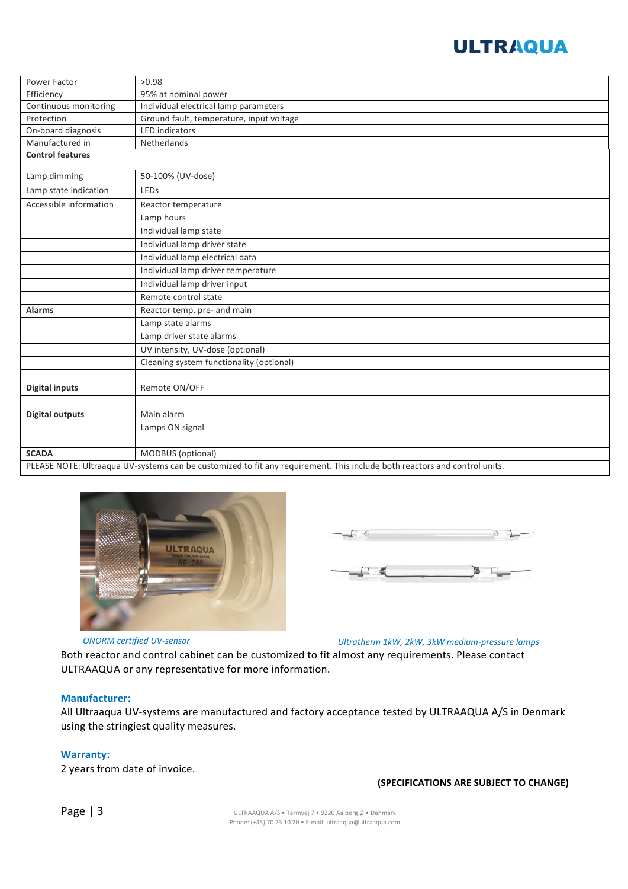| | |
|---|---|
| Power Factor | >0.98 |
| Efficiency | 95% at nominal power |
| Continuous monitoring | Individual electrical lamp parameters |
| Protection | Ground fault, temperature, input voltage |
| On-board diagnosis | LED indicators |
| Manufactured in | Netherlands |
| **Control features** | |
| Lamp dimming | 50-100% (UV-dose) |
| Lamp state indication | LEDs |
| Accessible information | Reactor temperature |
| | Lamp hours |
| | Individual lamp state |
| | Individual lamp driver state |
| | Individual lamp electrical data |
| | Individual lamp driver temperature |
| | Individual lamp driver input |
| | Remote control state |
| **Alarms** | Reactor temp. pre- and main |
| | Lamp state alarms |
| | Lamp driver state alarms |
| | UV intensity, UV-dose (optional) |
| | Cleaning system functionality (optional) |
| | |
| **Digital inputs** | Remote ON/OFF |
| | |
| **Digital outputs** | Main alarm |
| | Lamps ON signal |
| | |
| **SCADA** | MODBUS (optional) |
| PLEASE NOTE: Ultraaqua UV-systems can be customized to fit any requirement. This include both reactors and control units. | |

*ÖNORM certified UV-sensor*

*Ultratherm 1kW, 2kW, 3kW medium-pressure lamps*

Both reactor and control cabinet can be customized to fit almost any requirements. Please contact ULTRAAQUA or any representative for more information.

### Manufacturer:

All Ultraaqua UV-systems are manufactured and factory acceptance tested by ULTRAAQUA A/S in Denmark using the stringiest quality measures.

### Warranty:

2 years from date of invoice.

**(SPECIFICATIONS ARE SUBJECT TO CHANGE)**